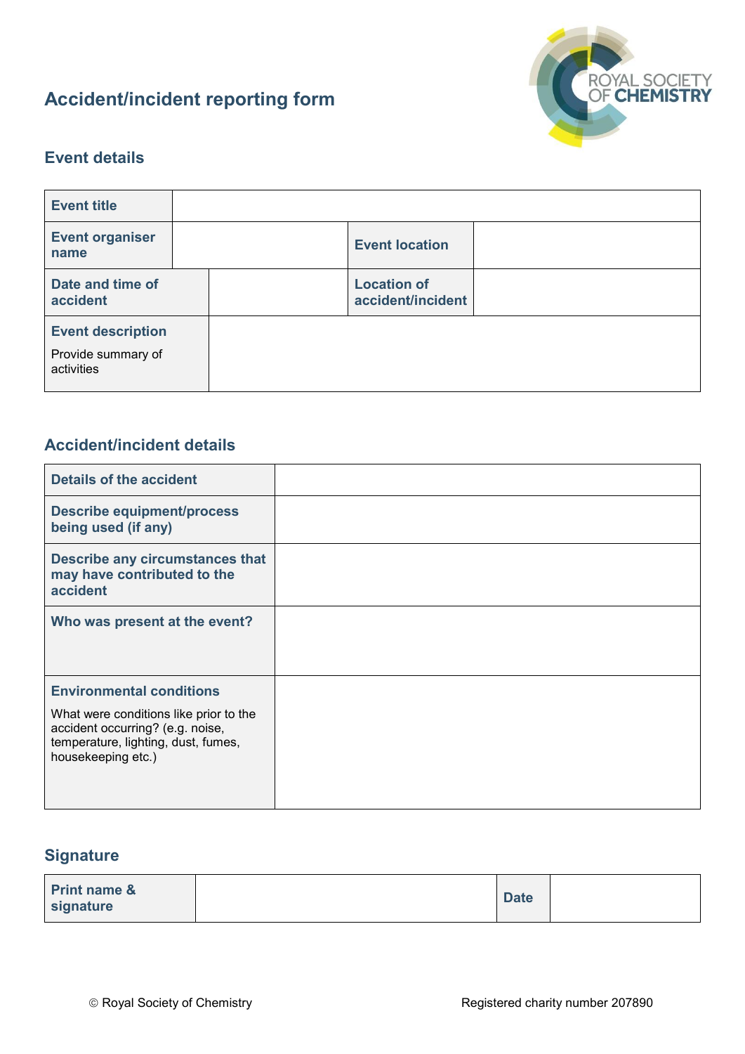# Accident/incident reporting form

ROYAL SOCIETY OF CHEMISTRY

## Event details

| | | | |
|---|---|---|---|
| **Event title** | | | |
| **Event organiser name** | | **Event location** | |
| **Date and time of accident** | | **Location of accident/incident** | |
| **Event description**<br>Provide summary of activities | | | |

## Accident/incident details

| | |
|---|---|
| **Details of the accident** | |
| **Describe equipment/process being used (if any)** | |
| **Describe any circumstances that may have contributed to the accident** | |
| **Who was present at the event?** | |
| **Environmental conditions**<br>What were conditions like prior to the accident occurring? (e.g. noise, temperature, lighting, dust, fumes, housekeeping etc.) | |

## Signature

| | | | |
|---|---|---|---|
| **Print name & signature** | | **Date** | |

© Royal Society of Chemistry Registered charity number 207890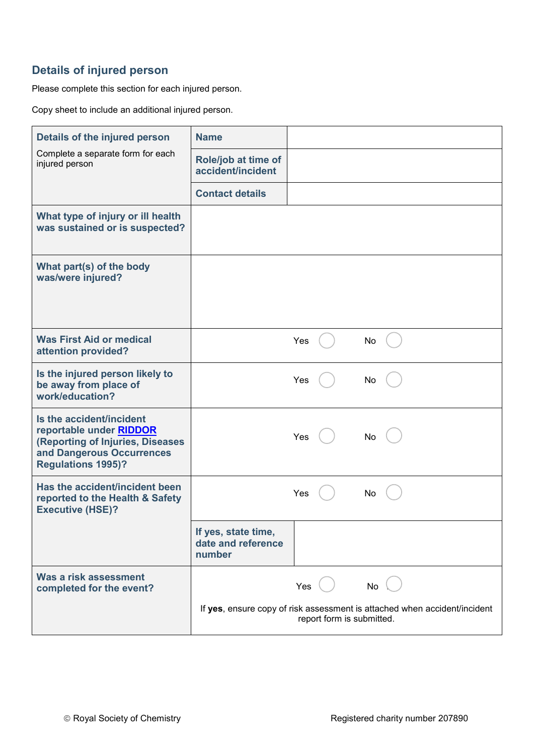## Details of injured person

Please complete this section for each injured person.

Copy sheet to include an additional injured person.

| | | |
|---|---|---|
| **Details of the injured person**<br>Complete a separate form for each injured person | **Name** | |
| | **Role/job at time of accident/incident** | |
| | **Contact details** | |
| **What type of injury or ill health was sustained or is suspected?** | | |
| **What part(s) of the body was/were injured?** | | |
| **Was First Aid or medical attention provided?** | Yes ◯ No ◯ | |
| **Is the injured person likely to be away from place of work/education?** | Yes ◯ No ◯ | |
| **Is the accident/incident reportable under RIDDOR (Reporting of Injuries, Diseases and Dangerous Occurrences Regulations 1995)?** | Yes ◯ No ◯ | |
| **Has the accident/incident been reported to the Health & Safety Executive (HSE)?** | Yes ◯ No ◯ | |
| | **If yes, state time, date and reference number** | |
| **Was a risk assessment completed for the event?** | Yes ◯ No ◯<br>If **yes**, ensure copy of risk assessment is attached when accident/incident report form is submitted. | |

© Royal Society of Chemistry Registered charity number 207890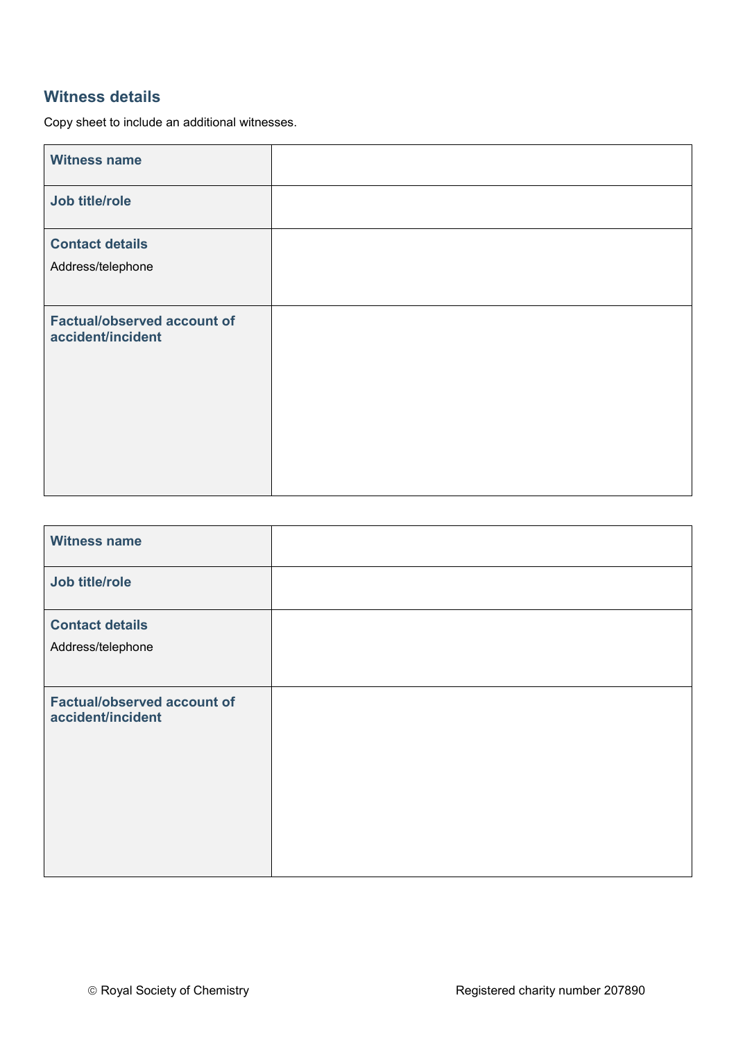## Witness details

Copy sheet to include an additional witnesses.

| | |
|---|---|
| **Witness name** | |
| **Job title/role** | |
| **Contact details**<br>Address/telephone | |
| **Factual/observed account of accident/incident** | |

| | |
|---|---|
| **Witness name** | |
| **Job title/role** | |
| **Contact details**<br>Address/telephone | |
| **Factual/observed account of accident/incident** | |

© Royal Society of Chemistry Registered charity number 207890